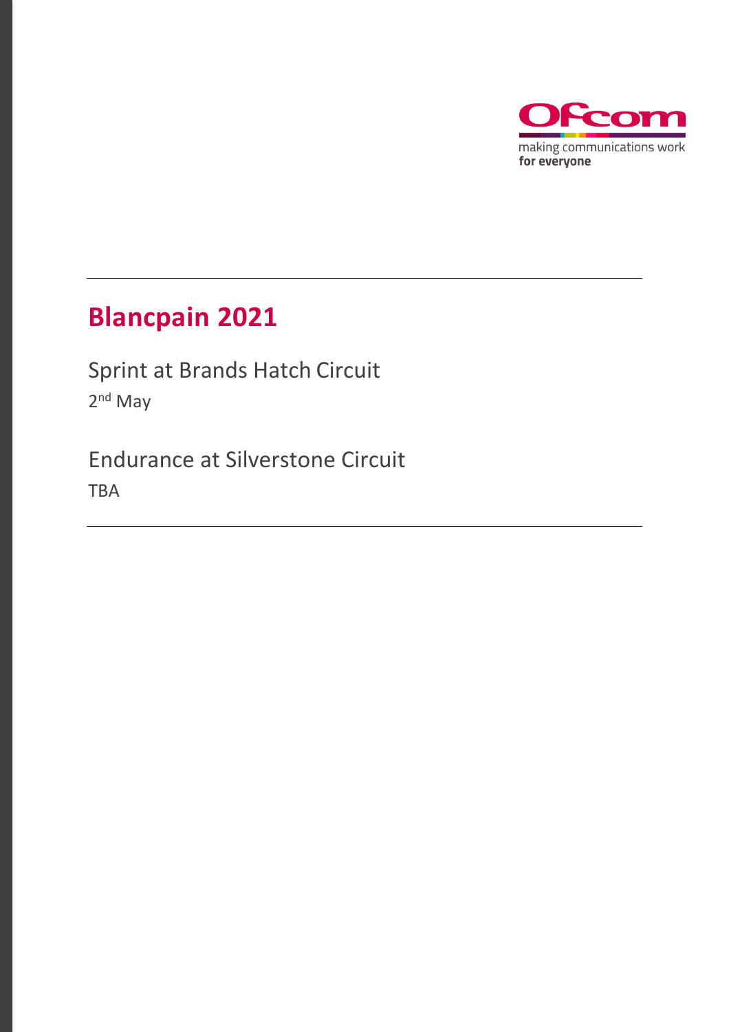# Blancpain 2021

Sprint at Brands Hatch Circuit

2nd May

Endurance at Silverstone Circuit

TBA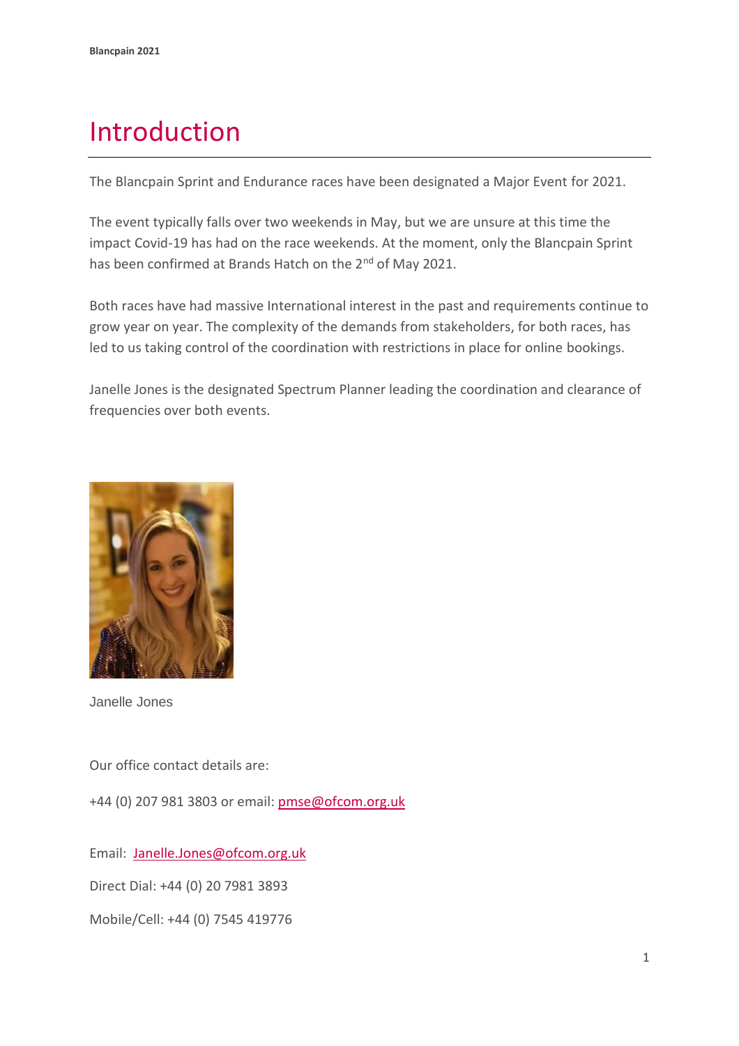# Introduction

The Blancpain Sprint and Endurance races have been designated a Major Event for 2021.

The event typically falls over two weekends in May, but we are unsure at this time the impact Covid-19 has had on the race weekends. At the moment, only the Blancpain Sprint has been confirmed at Brands Hatch on the 2nd of May 2021.

Both races have had massive International interest in the past and requirements continue to grow year on year. The complexity of the demands from stakeholders, for both races, has led to us taking control of the coordination with restrictions in place for online bookings.

Janelle Jones is the designated Spectrum Planner leading the coordination and clearance of frequencies over both events.

Janelle Jones

Our office contact details are:

+44 (0) 207 981 3803 or email: pmse@ofcom.org.uk

Email: Janelle.Jones@ofcom.org.uk

Direct Dial: +44 (0) 20 7981 3893

Mobile/Cell: +44 (0) 7545 419776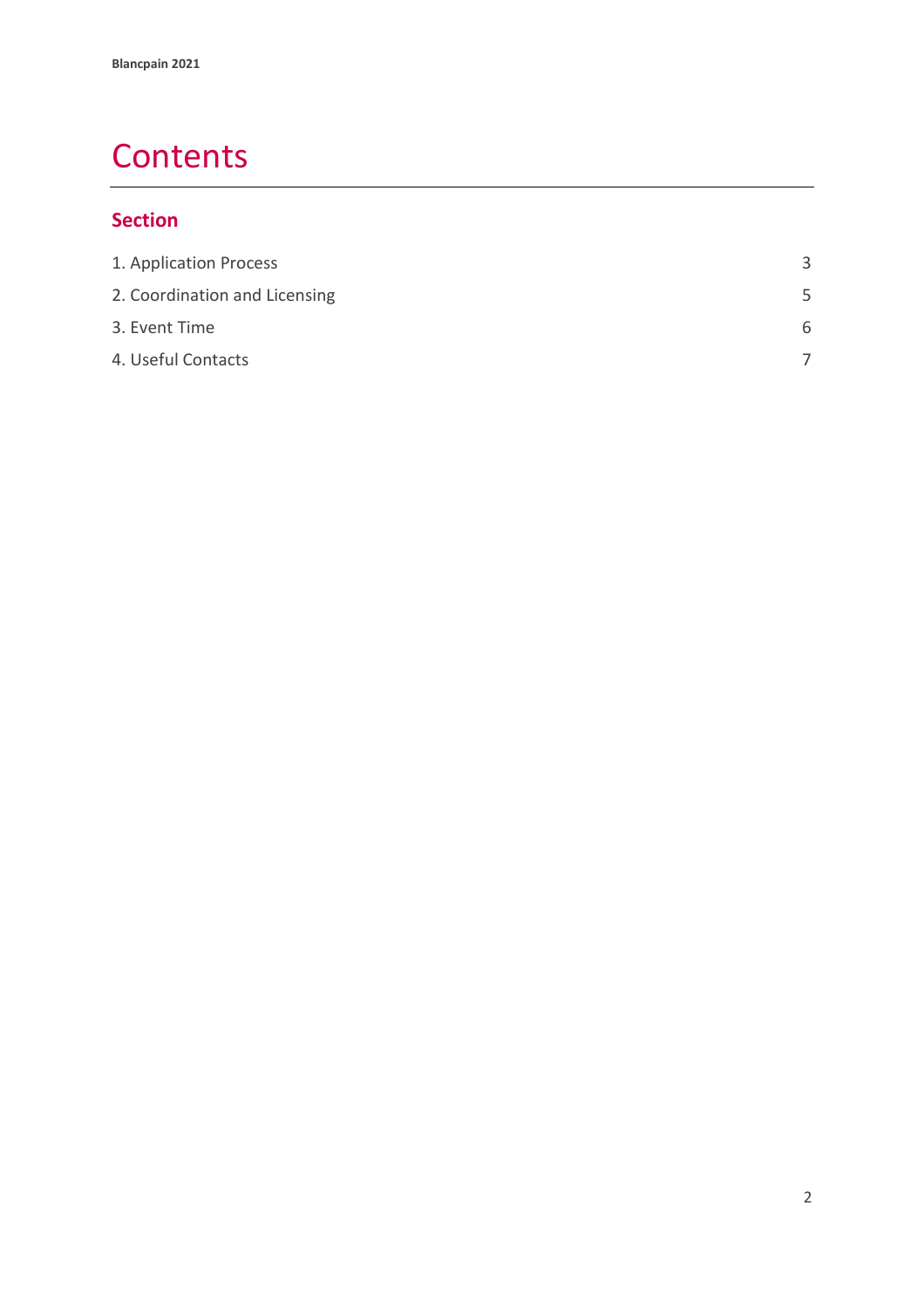# Contents

## Section

| | |
|---|---|
| 1. Application Process | 3 |
| 2. Coordination and Licensing | 5 |
| 3. Event Time | 6 |
| 4. Useful Contacts | 7 |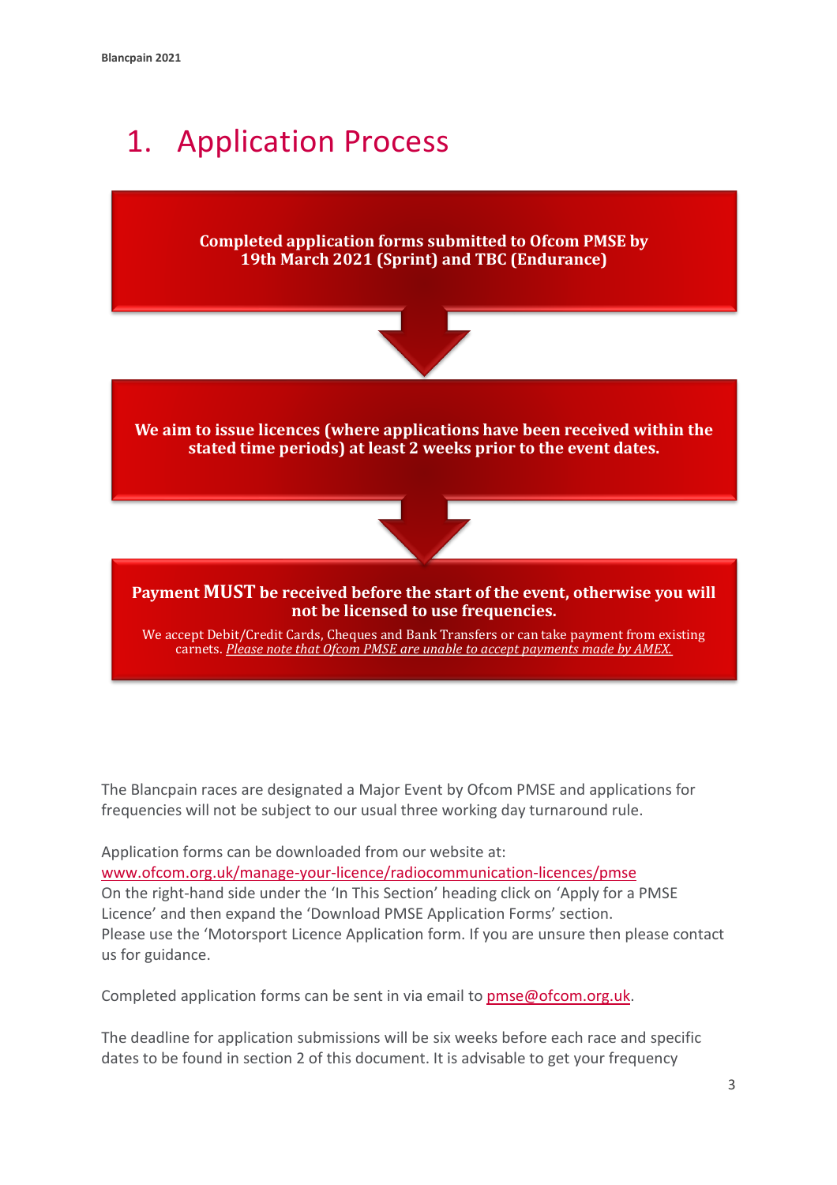# 1. Application Process

**Completed application forms submitted to Ofcom PMSE by 19th March 2021 (Sprint) and TBC (Endurance)**

**We aim to issue licences (where applications have been received within the stated time periods) at least 2 weeks prior to the event dates.**

**Payment MUST be received before the start of the event, otherwise you will not be licensed to use frequencies.**

We accept Debit/Credit Cards, Cheques and Bank Transfers or can take payment from existing carnets. *Please note that Ofcom PMSE are unable to accept payments made by AMEX.*

The Blancpain races are designated a Major Event by Ofcom PMSE and applications for frequencies will not be subject to our usual three working day turnaround rule.

Application forms can be downloaded from our website at:
www.ofcom.org.uk/manage-your-licence/radiocommunication-licences/pmse
On the right-hand side under the 'In This Section' heading click on 'Apply for a PMSE Licence' and then expand the 'Download PMSE Application Forms' section.
Please use the 'Motorsport Licence Application form. If you are unsure then please contact us for guidance.

Completed application forms can be sent in via email to pmse@ofcom.org.uk.

The deadline for application submissions will be six weeks before each race and specific dates to be found in section 2 of this document. It is advisable to get your frequency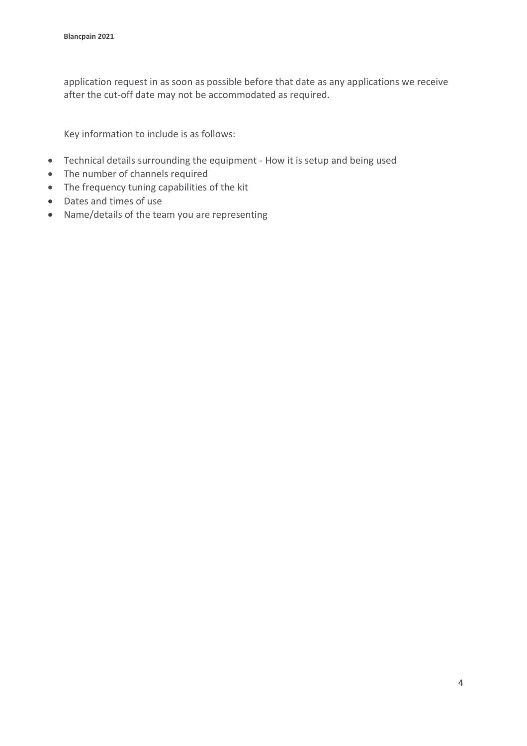application request in as soon as possible before that date as any applications we receive after the cut-off date may not be accommodated as required.

Key information to include is as follows:

- Technical details surrounding the equipment - How it is setup and being used
- The number of channels required
- The frequency tuning capabilities of the kit
- Dates and times of use
- Name/details of the team you are representing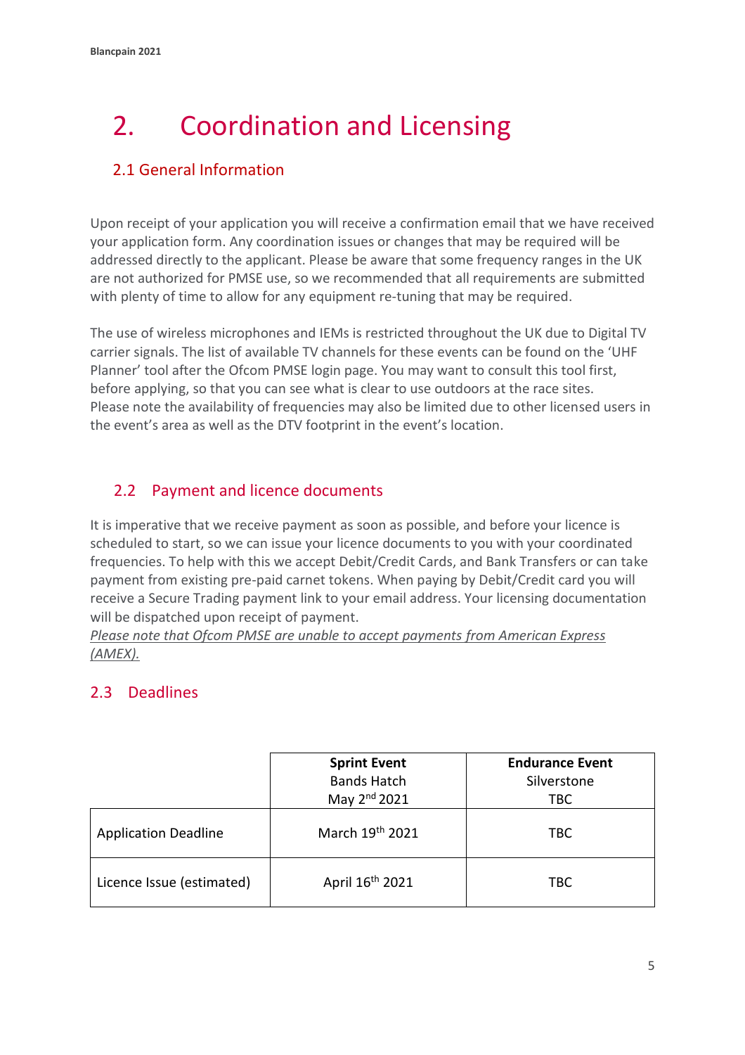# 2. Coordination and Licensing

## 2.1 General Information

Upon receipt of your application you will receive a confirmation email that we have received your application form. Any coordination issues or changes that may be required will be addressed directly to the applicant. Please be aware that some frequency ranges in the UK are not authorized for PMSE use, so we recommended that all requirements are submitted with plenty of time to allow for any equipment re-tuning that may be required.

The use of wireless microphones and IEMs is restricted throughout the UK due to Digital TV carrier signals. The list of available TV channels for these events can be found on the 'UHF Planner' tool after the Ofcom PMSE login page. You may want to consult this tool first, before applying, so that you can see what is clear to use outdoors at the race sites. Please note the availability of frequencies may also be limited due to other licensed users in the event's area as well as the DTV footprint in the event's location.

## 2.2 Payment and licence documents

It is imperative that we receive payment as soon as possible, and before your licence is scheduled to start, so we can issue your licence documents to you with your coordinated frequencies. To help with this we accept Debit/Credit Cards, and Bank Transfers or can take payment from existing pre-paid carnet tokens. When paying by Debit/Credit card you will receive a Secure Trading payment link to your email address. Your licensing documentation will be dispatched upon receipt of payment.

*Please note that Ofcom PMSE are unable to accept payments from American Express (AMEX).*

## 2.3 Deadlines

| | **Sprint Event**<br>Bands Hatch<br>May 2nd 2021 | **Endurance Event**<br>Silverstone<br>TBC |
|---|---|---|
| Application Deadline | March 19th 2021 | TBC |
| Licence Issue (estimated) | April 16th 2021 | TBC |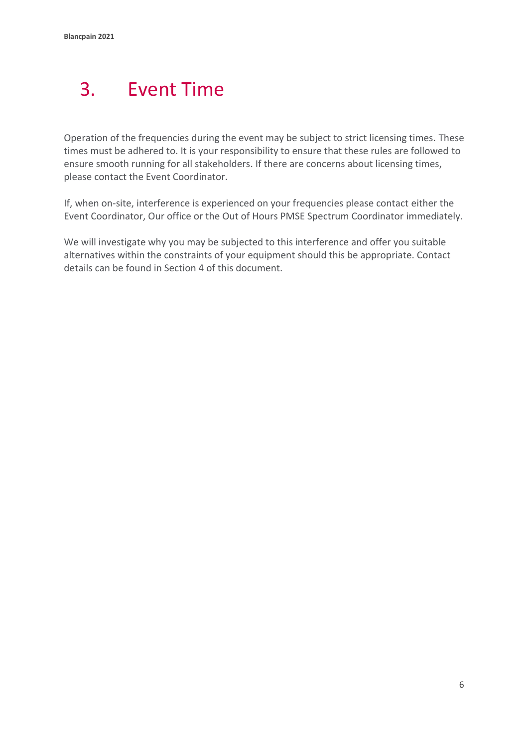# 3. Event Time

Operation of the frequencies during the event may be subject to strict licensing times. These times must be adhered to. It is your responsibility to ensure that these rules are followed to ensure smooth running for all stakeholders. If there are concerns about licensing times, please contact the Event Coordinator.

If, when on-site, interference is experienced on your frequencies please contact either the Event Coordinator, Our office or the Out of Hours PMSE Spectrum Coordinator immediately.

We will investigate why you may be subjected to this interference and offer you suitable alternatives within the constraints of your equipment should this be appropriate. Contact details can be found in Section 4 of this document.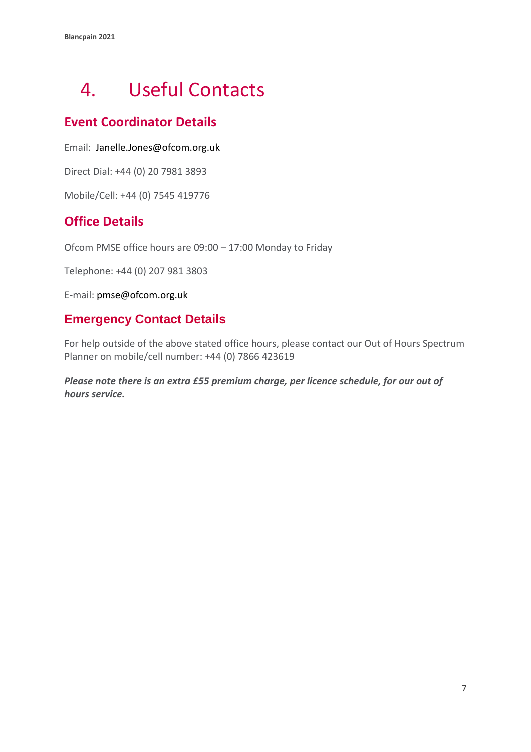# 4. Useful Contacts

## Event Coordinator Details

Email: Janelle.Jones@ofcom.org.uk

Direct Dial: +44 (0) 20 7981 3893

Mobile/Cell: +44 (0) 7545 419776

## Office Details

Ofcom PMSE office hours are 09:00 – 17:00 Monday to Friday

Telephone: +44 (0) 207 981 3803

E-mail: pmse@ofcom.org.uk

## Emergency Contact Details

For help outside of the above stated office hours, please contact our Out of Hours Spectrum Planner on mobile/cell number: +44 (0) 7866 423619

***Please note there is an extra £55 premium charge, per licence schedule, for our out of hours service.***